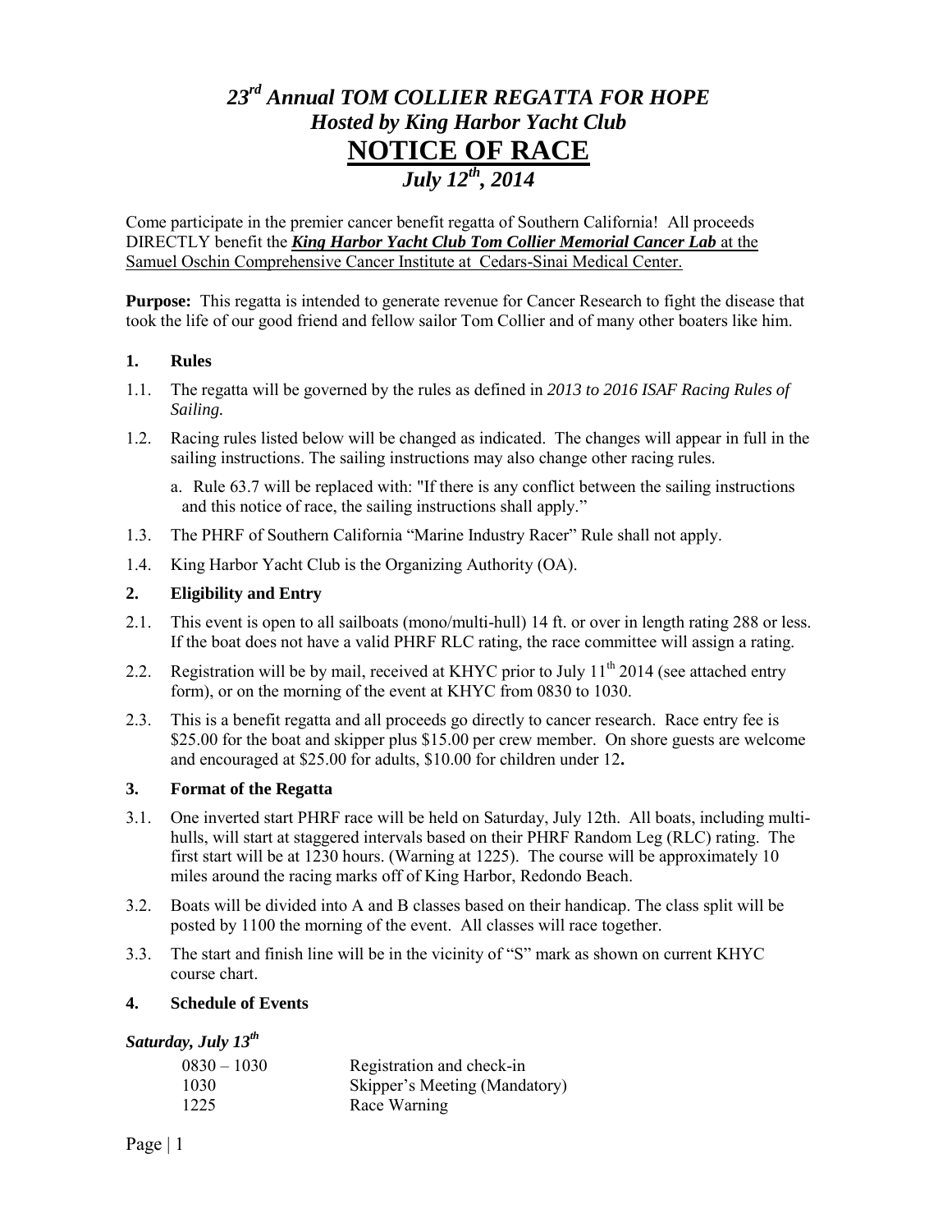# *23rd Annual TOM COLLIER REGATTA FOR HOPE*
## *Hosted by King Harbor Yacht Club*
# **NOTICE OF RACE**
## *July 12th, 2014*

Come participate in the premier cancer benefit regatta of Southern California! All proceeds DIRECTLY benefit the ***King Harbor Yacht Club Tom Collier Memorial Cancer Lab*** at the Samuel Oschin Comprehensive Cancer Institute at Cedars-Sinai Medical Center.

**Purpose:** This regatta is intended to generate revenue for Cancer Research to fight the disease that took the life of our good friend and fellow sailor Tom Collier and of many other boaters like him.

### 1. Rules

1.1. The regatta will be governed by the rules as defined in *2013 to 2016 ISAF Racing Rules of Sailing.*

1.2. Racing rules listed below will be changed as indicated. The changes will appear in full in the sailing instructions. The sailing instructions may also change other racing rules.

a. Rule 63.7 will be replaced with: "If there is any conflict between the sailing instructions and this notice of race, the sailing instructions shall apply."

1.3. The PHRF of Southern California "Marine Industry Racer" Rule shall not apply.

1.4. King Harbor Yacht Club is the Organizing Authority (OA).

### 2. Eligibility and Entry

2.1. This event is open to all sailboats (mono/multi-hull) 14 ft. or over in length rating 288 or less. If the boat does not have a valid PHRF RLC rating, the race committee will assign a rating.

2.2. Registration will be by mail, received at KHYC prior to July 11th 2014 (see attached entry form), or on the morning of the event at KHYC from 0830 to 1030.

2.3. This is a benefit regatta and all proceeds go directly to cancer research. Race entry fee is $25.00 for the boat and skipper plus $15.00 per crew member. On shore guests are welcome and encouraged at $25.00 for adults, $10.00 for children under 12**.**

### 3. Format of the Regatta

3.1. One inverted start PHRF race will be held on Saturday, July 12th. All boats, including multi-hulls, will start at staggered intervals based on their PHRF Random Leg (RLC) rating. The first start will be at 1230 hours. (Warning at 1225). The course will be approximately 10 miles around the racing marks off of King Harbor, Redondo Beach.

3.2. Boats will be divided into A and B classes based on their handicap. The class split will be posted by 1100 the morning of the event. All classes will race together.

3.3. The start and finish line will be in the vicinity of "S" mark as shown on current KHYC course chart.

### 4. Schedule of Events

***Saturday, July 13th***

| | |
|---|---|
| 0830 – 1030 | Registration and check-in |
| 1030 | Skipper's Meeting (Mandatory) |
| 1225 | Race Warning |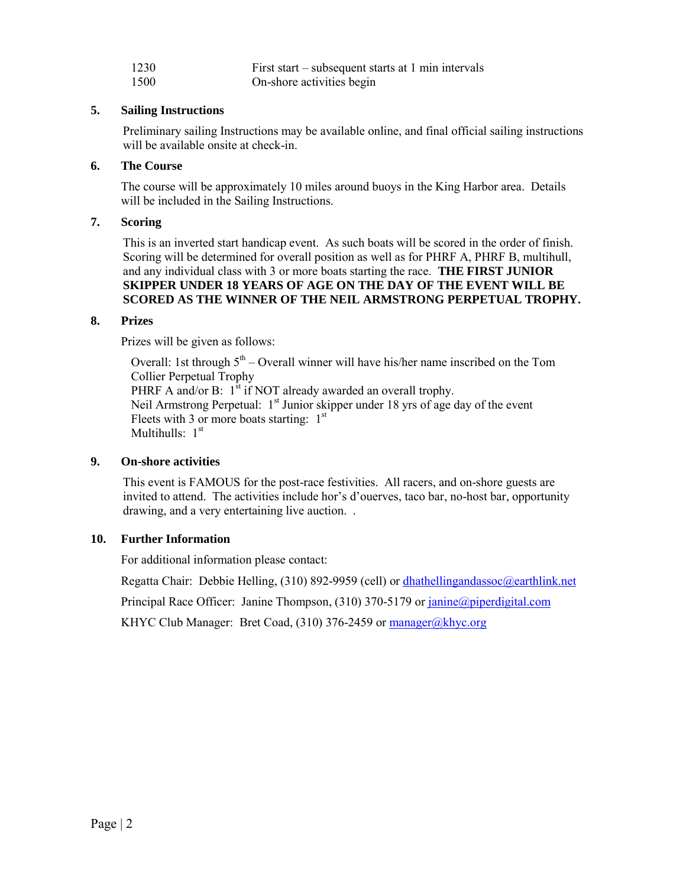| | |
|---|---|
| 1230 | First start – subsequent starts at 1 min intervals |
| 1500 | On-shore activities begin |

**5. Sailing Instructions**

Preliminary sailing Instructions may be available online, and final official sailing instructions will be available onsite at check-in.

**6. The Course**

The course will be approximately 10 miles around buoys in the King Harbor area. Details will be included in the Sailing Instructions.

**7. Scoring**

This is an inverted start handicap event. As such boats will be scored in the order of finish. Scoring will be determined for overall position as well as for PHRF A, PHRF B, multihull, and any individual class with 3 or more boats starting the race. **THE FIRST JUNIOR SKIPPER UNDER 18 YEARS OF AGE ON THE DAY OF THE EVENT WILL BE SCORED AS THE WINNER OF THE NEIL ARMSTRONG PERPETUAL TROPHY.**

**8. Prizes**

Prizes will be given as follows:

Overall: 1st through 5th – Overall winner will have his/her name inscribed on the Tom Collier Perpetual Trophy
PHRF A and/or B: 1st if NOT already awarded an overall trophy.
Neil Armstrong Perpetual: 1st Junior skipper under 18 yrs of age day of the event
Fleets with 3 or more boats starting: 1st
Multihulls: 1st

**9. On-shore activities**

This event is FAMOUS for the post-race festivities. All racers, and on-shore guests are invited to attend. The activities include hor's d'ouerves, taco bar, no-host bar, opportunity drawing, and a very entertaining live auction. .

**10. Further Information**

For additional information please contact:

Regatta Chair: Debbie Helling, (310) 892-9959 (cell) or dhathellingandassoc@earthlink.net

Principal Race Officer: Janine Thompson, (310) 370-5179 or janine@piperdigital.com

KHYC Club Manager: Bret Coad, (310) 376-2459 or manager@khyc.org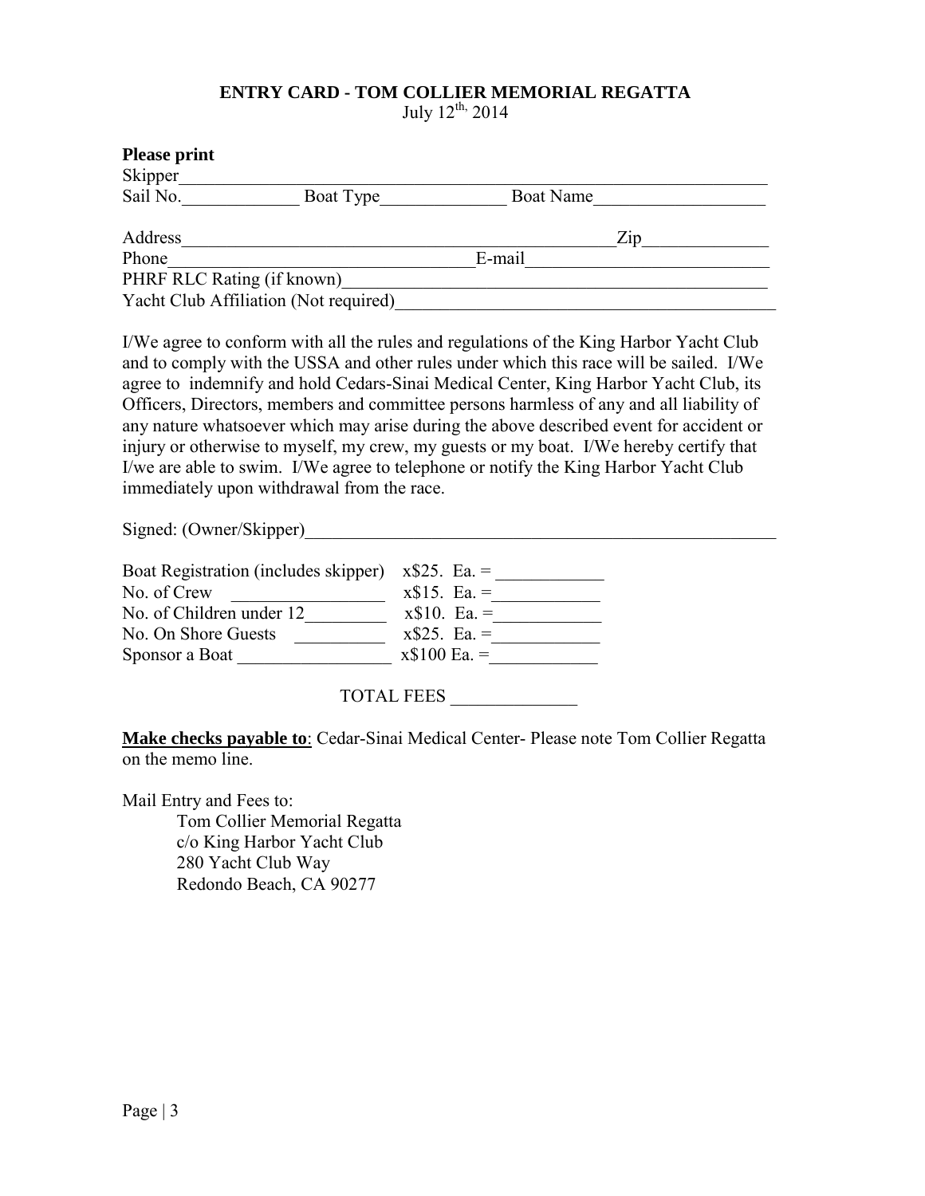**ENTRY CARD - TOM COLLIER MEMORIAL REGATTA**

July 12th, 2014

**Please print**

Skipper___________________________________________________________

Sail No.____________ Boat Type_____________ Boat Name__________________

Address______________________________________________Zip_____________

Phone_________________________________E-mail__________________________

PHRF RLC Rating (if known)_______________________________________________

Yacht Club Affiliation (Not required)_________________________________________

I/We agree to conform with all the rules and regulations of the King Harbor Yacht Club and to comply with the USSA and other rules under which this race will be sailed. I/We agree to indemnify and hold Cedars-Sinai Medical Center, King Harbor Yacht Club, its Officers, Directors, members and committee persons harmless of any and all liability of any nature whatsoever which may arise during the above described event for accident or injury or otherwise to myself, my crew, my guests or my boat. I/We hereby certify that I/we are able to swim. I/We agree to telephone or notify the King Harbor Yacht Club immediately upon withdrawal from the race.

Signed: (Owner/Skipper)_____________________________________________________

| | | |
|---|---|---|
| Boat Registration (includes skipper) | x$25. Ea. = | ____________ |
| No. of Crew ________________ | x$15. Ea. = | ____________ |
| No. of Children under 12_________ | x$10. Ea. = | ____________ |
| No. On Shore Guests __________ | x$25. Ea. = | ____________ |
| Sponsor a Boat _________________ | x$100 Ea. = | ____________ |

TOTAL FEES ______________

**<u>Make checks payable to</u>**: Cedar-Sinai Medical Center- Please note Tom Collier Regatta on the memo line.

Mail Entry and Fees to:

Tom Collier Memorial Regatta
c/o King Harbor Yacht Club
280 Yacht Club Way
Redondo Beach, CA 90277